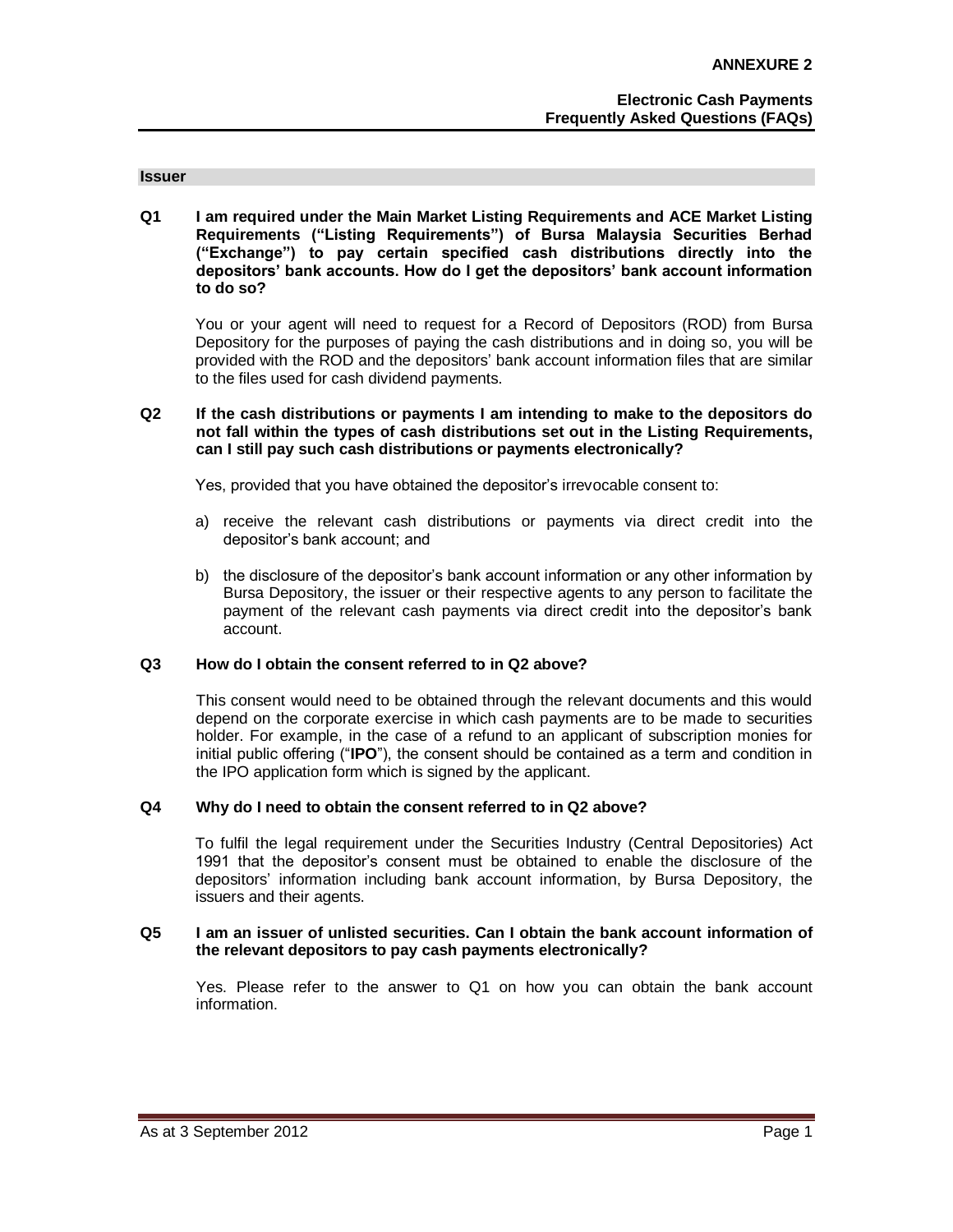**ANNEXURE 2**

**Electronic Cash Payments**
**Frequently Asked Questions (FAQs)**

## Issuer

**Q1 I am required under the Main Market Listing Requirements and ACE Market Listing Requirements ("Listing Requirements") of Bursa Malaysia Securities Berhad ("Exchange") to pay certain specified cash distributions directly into the depositors' bank accounts. How do I get the depositors' bank account information to do so?**

You or your agent will need to request for a Record of Depositors (ROD) from Bursa Depository for the purposes of paying the cash distributions and in doing so, you will be provided with the ROD and the depositors' bank account information files that are similar to the files used for cash dividend payments.

**Q2 If the cash distributions or payments I am intending to make to the depositors do not fall within the types of cash distributions set out in the Listing Requirements, can I still pay such cash distributions or payments electronically?**

Yes, provided that you have obtained the depositor's irrevocable consent to:

a) receive the relevant cash distributions or payments via direct credit into the depositor's bank account; and

b) the disclosure of the depositor's bank account information or any other information by Bursa Depository, the issuer or their respective agents to any person to facilitate the payment of the relevant cash payments via direct credit into the depositor's bank account.

**Q3 How do I obtain the consent referred to in Q2 above?**

This consent would need to be obtained through the relevant documents and this would depend on the corporate exercise in which cash payments are to be made to securities holder. For example, in the case of a refund to an applicant of subscription monies for initial public offering ("**IPO**"), the consent should be contained as a term and condition in the IPO application form which is signed by the applicant.

**Q4 Why do I need to obtain the consent referred to in Q2 above?**

To fulfil the legal requirement under the Securities Industry (Central Depositories) Act 1991 that the depositor's consent must be obtained to enable the disclosure of the depositors' information including bank account information, by Bursa Depository, the issuers and their agents.

**Q5 I am an issuer of unlisted securities. Can I obtain the bank account information of the relevant depositors to pay cash payments electronically?**

Yes. Please refer to the answer to Q1 on how you can obtain the bank account information.

As at 3 September 2012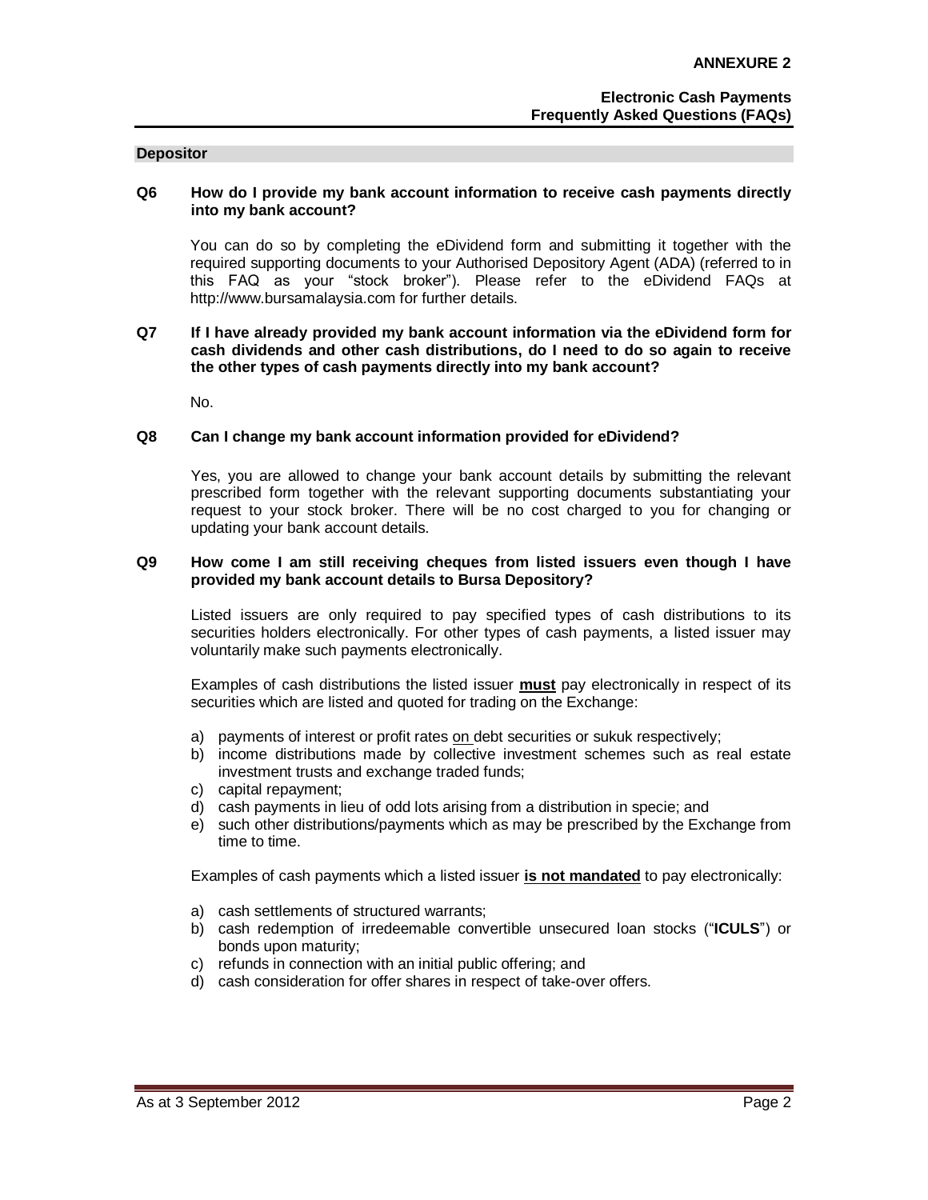**ANNEXURE 2**

**Electronic Cash Payments**
**Frequently Asked Questions (FAQs)**

## Depositor

**Q6 How do I provide my bank account information to receive cash payments directly into my bank account?**

You can do so by completing the eDividend form and submitting it together with the required supporting documents to your Authorised Depository Agent (ADA) (referred to in this FAQ as your "stock broker"). Please refer to the eDividend FAQs at http://www.bursamalaysia.com for further details.

**Q7 If I have already provided my bank account information via the eDividend form for cash dividends and other cash distributions, do I need to do so again to receive the other types of cash payments directly into my bank account?**

No.

**Q8 Can I change my bank account information provided for eDividend?**

Yes, you are allowed to change your bank account details by submitting the relevant prescribed form together with the relevant supporting documents substantiating your request to your stock broker. There will be no cost charged to you for changing or updating your bank account details.

**Q9 How come I am still receiving cheques from listed issuers even though I have provided my bank account details to Bursa Depository?**

Listed issuers are only required to pay specified types of cash distributions to its securities holders electronically. For other types of cash payments, a listed issuer may voluntarily make such payments electronically.

Examples of cash distributions the listed issuer **must** pay electronically in respect of its securities which are listed and quoted for trading on the Exchange:

a) payments of interest or profit rates on debt securities or sukuk respectively;
b) income distributions made by collective investment schemes such as real estate investment trusts and exchange traded funds;
c) capital repayment;
d) cash payments in lieu of odd lots arising from a distribution in specie; and
e) such other distributions/payments which as may be prescribed by the Exchange from time to time.

Examples of cash payments which a listed issuer **is not mandated** to pay electronically:

a) cash settlements of structured warrants;
b) cash redemption of irredeemable convertible unsecured loan stocks ("**ICULS**") or bonds upon maturity;
c) refunds in connection with an initial public offering; and
d) cash consideration for offer shares in respect of take-over offers.

As at 3 September 2012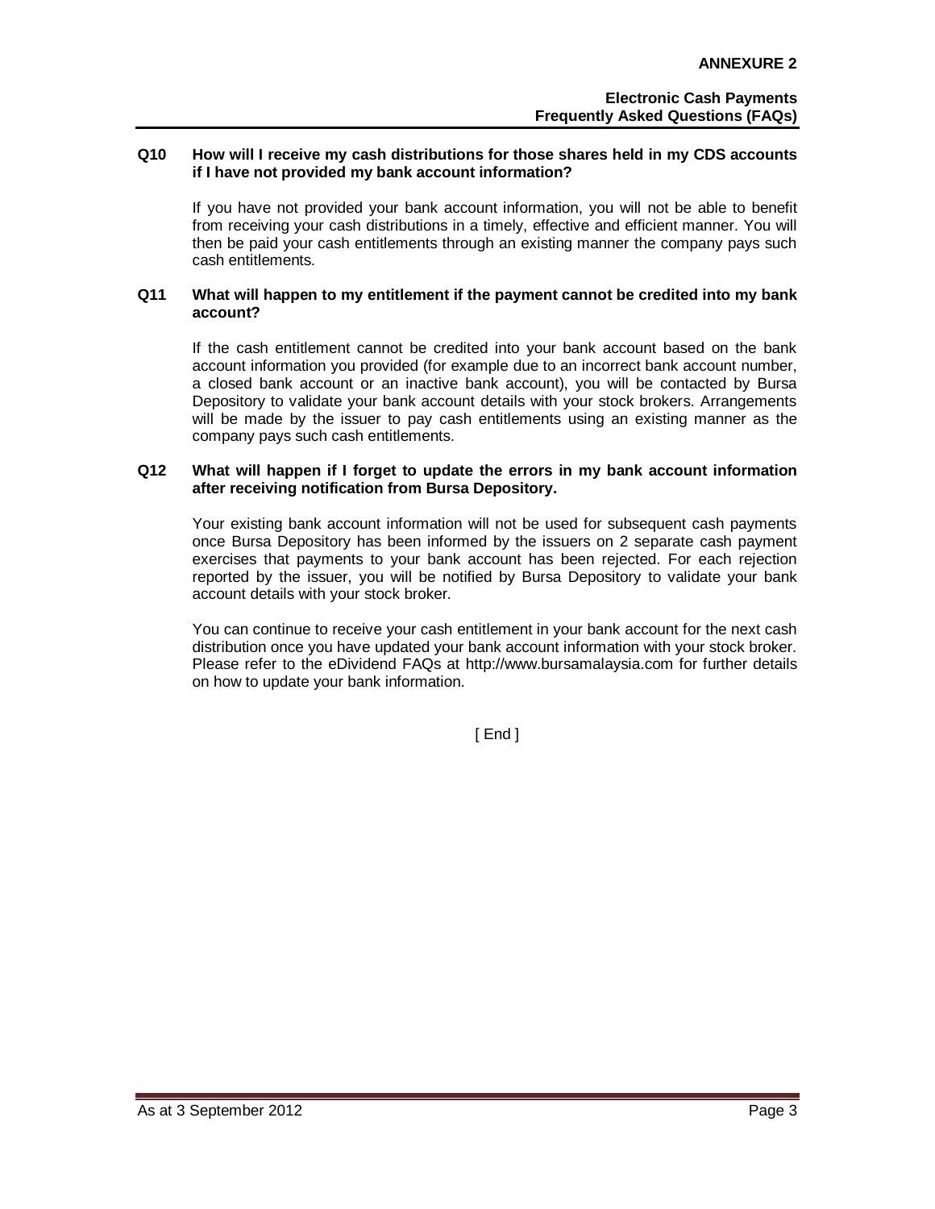**Q10 How will I receive my cash distributions for those shares held in my CDS accounts if I have not provided my bank account information?**

If you have not provided your bank account information, you will not be able to benefit from receiving your cash distributions in a timely, effective and efficient manner. You will then be paid your cash entitlements through an existing manner the company pays such cash entitlements.

**Q11 What will happen to my entitlement if the payment cannot be credited into my bank account?**

If the cash entitlement cannot be credited into your bank account based on the bank account information you provided (for example due to an incorrect bank account number, a closed bank account or an inactive bank account), you will be contacted by Bursa Depository to validate your bank account details with your stock brokers. Arrangements will be made by the issuer to pay cash entitlements using an existing manner as the company pays such cash entitlements.

**Q12 What will happen if I forget to update the errors in my bank account information after receiving notification from Bursa Depository.**

Your existing bank account information will not be used for subsequent cash payments once Bursa Depository has been informed by the issuers on 2 separate cash payment exercises that payments to your bank account has been rejected. For each rejection reported by the issuer, you will be notified by Bursa Depository to validate your bank account details with your stock broker.

You can continue to receive your cash entitlement in your bank account for the next cash distribution once you have updated your bank account information with your stock broker. Please refer to the eDividend FAQs at http://www.bursamalaysia.com for further details on how to update your bank information.

[ End ]